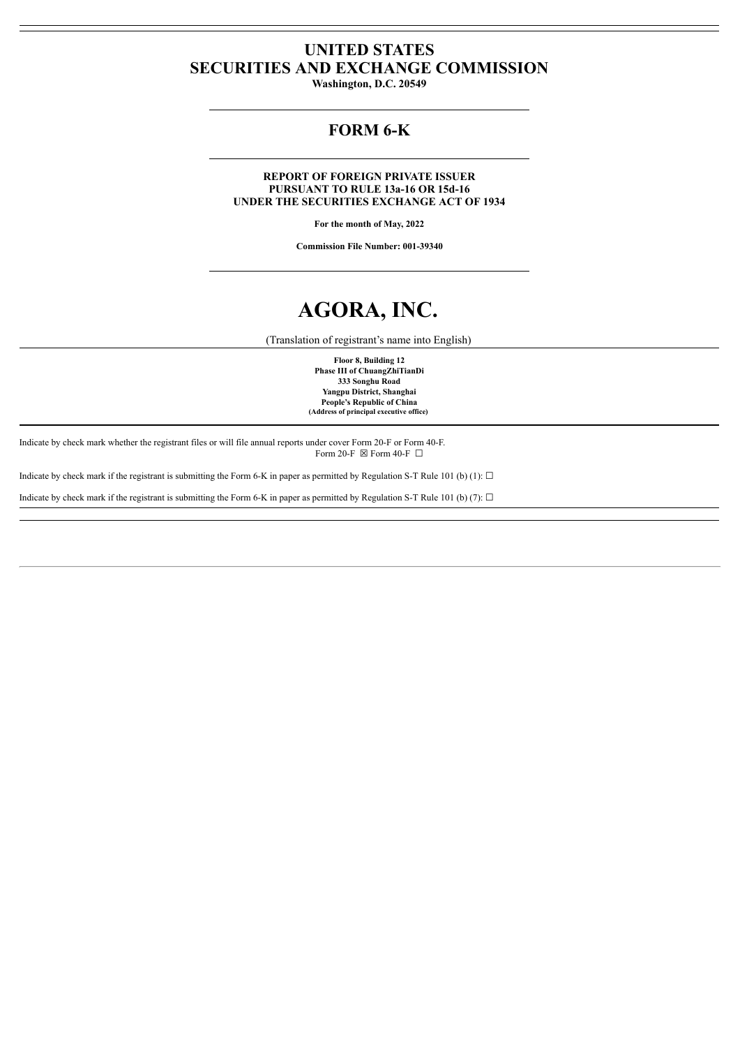# UNITED STATES
# SECURITIES AND EXCHANGE COMMISSION

**Washington, D.C. 20549**

## FORM 6-K

**REPORT OF FOREIGN PRIVATE ISSUER**
**PURSUANT TO RULE 13a-16 OR 15d-16**
**UNDER THE SECURITIES EXCHANGE ACT OF 1934**

**For the month of May, 2022**

**Commission File Number: 001-39340**

# AGORA, INC.

(Translation of registrant's name into English)

**Floor 8, Building 12**
**Phase III of ChuangZhiTianDi**
**333 Songhu Road**
**Yangpu District, Shanghai**
**People's Republic of China**
**(Address of principal executive office)**

Indicate by check mark whether the registrant files or will file annual reports under cover Form 20-F or Form 40-F.
Form 20-F ☒ Form 40-F ☐

Indicate by check mark if the registrant is submitting the Form 6-K in paper as permitted by Regulation S-T Rule 101 (b) (1): ☐

Indicate by check mark if the registrant is submitting the Form 6-K in paper as permitted by Regulation S-T Rule 101 (b) (7): ☐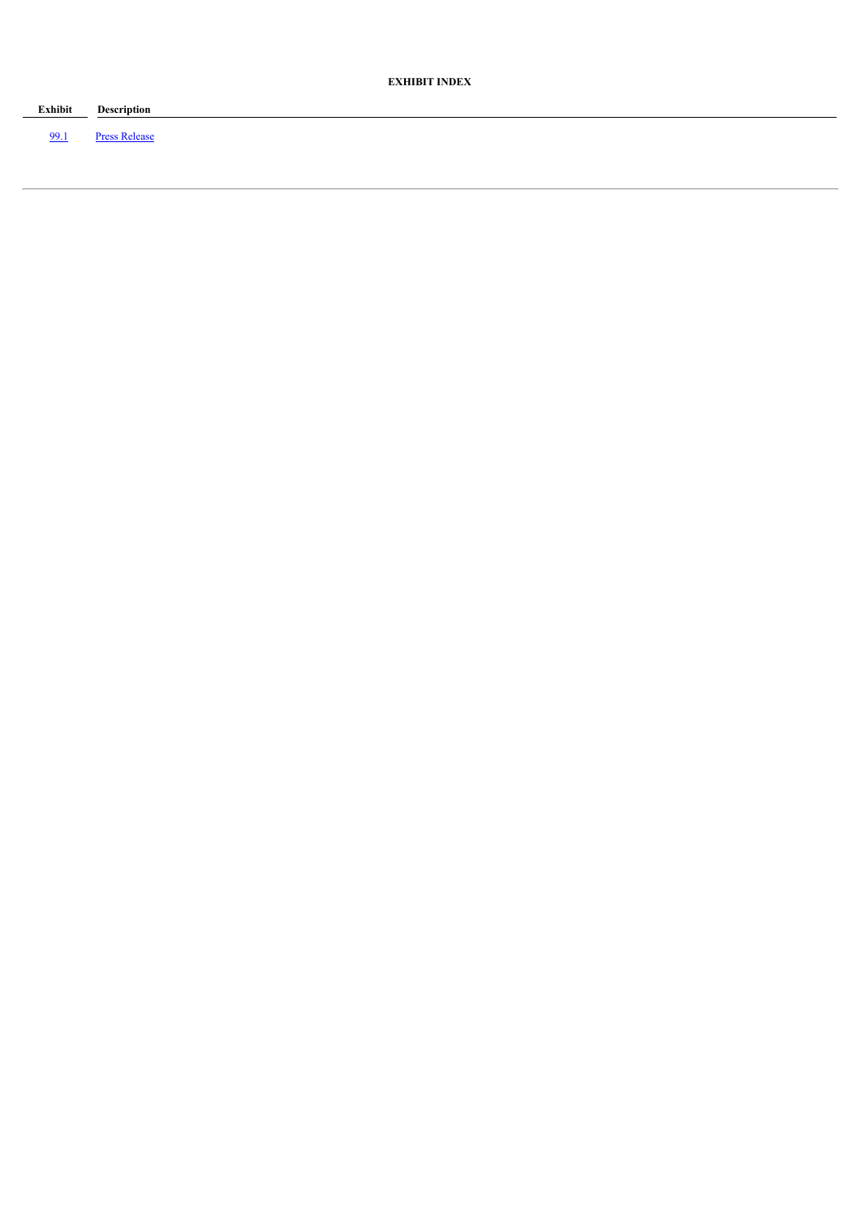**EXHIBIT INDEX**

| Exhibit | Description |
| --- | --- |
| 99.1 | Press Release |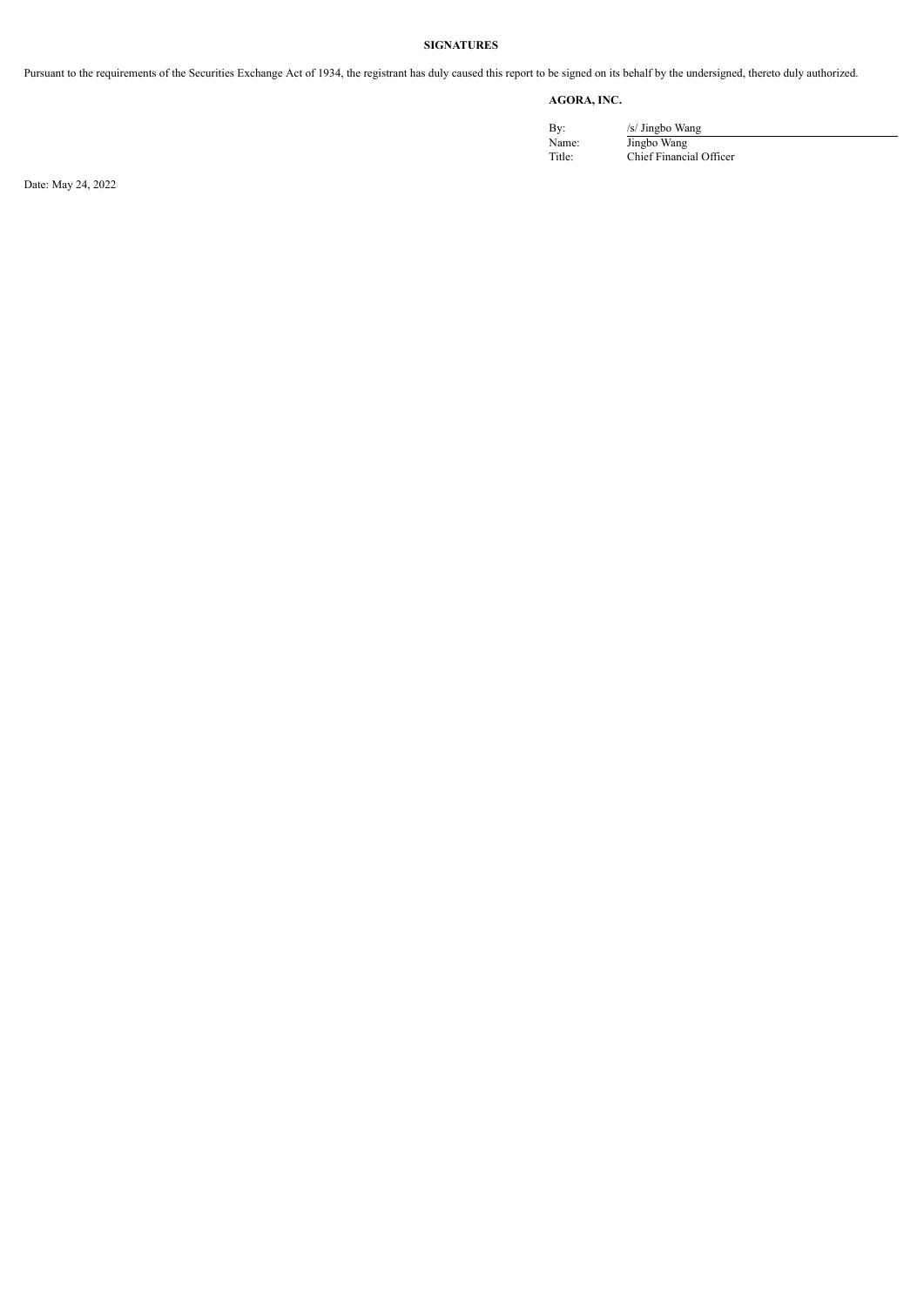**SIGNATURES**

Pursuant to the requirements of the Securities Exchange Act of 1934, the registrant has duly caused this report to be signed on its behalf by the undersigned, thereto duly authorized.

**AGORA, INC.**

| | |
|---|---|
| By: | /s/ Jingbo Wang |
| Name: | Jingbo Wang |
| Title: | Chief Financial Officer |

Date: May 24, 2022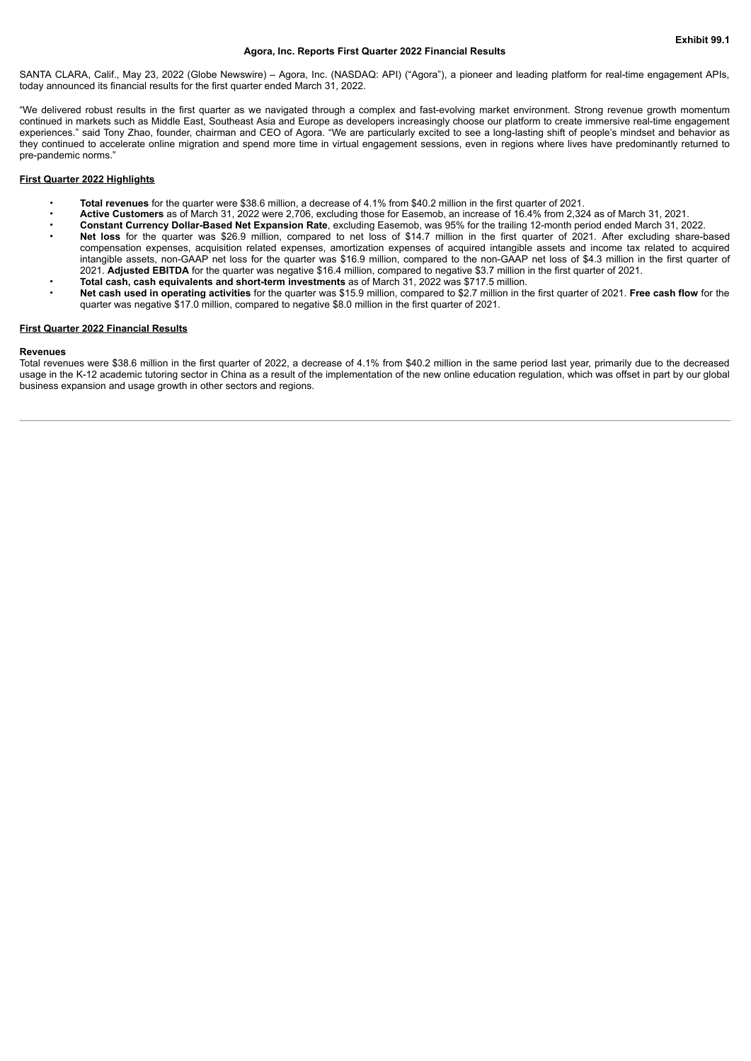**Exhibit 99.1**

# Agora, Inc. Reports First Quarter 2022 Financial Results

SANTA CLARA, Calif., May 23, 2022 (Globe Newswire) – Agora, Inc. (NASDAQ: API) ("Agora"), a pioneer and leading platform for real-time engagement APIs, today announced its financial results for the first quarter ended March 31, 2022.

"We delivered robust results in the first quarter as we navigated through a complex and fast-evolving market environment. Strong revenue growth momentum continued in markets such as Middle East, Southeast Asia and Europe as developers increasingly choose our platform to create immersive real-time engagement experiences." said Tony Zhao, founder, chairman and CEO of Agora. "We are particularly excited to see a long-lasting shift of people's mindset and behavior as they continued to accelerate online migration and spend more time in virtual engagement sessions, even in regions where lives have predominantly returned to pre-pandemic norms."

## First Quarter 2022 Highlights

- **Total revenues** for the quarter were $38.6 million, a decrease of 4.1% from $40.2 million in the first quarter of 2021.
- **Active Customers** as of March 31, 2022 were 2,706, excluding those for Easemob, an increase of 16.4% from 2,324 as of March 31, 2021.
- **Constant Currency Dollar-Based Net Expansion Rate**, excluding Easemob, was 95% for the trailing 12-month period ended March 31, 2022.
- **Net loss** for the quarter was $26.9 million, compared to net loss of $14.7 million in the first quarter of 2021. After excluding share-based compensation expenses, acquisition related expenses, amortization expenses of acquired intangible assets and income tax related to acquired intangible assets, non-GAAP net loss for the quarter was $16.9 million, compared to the non-GAAP net loss of $4.3 million in the first quarter of 2021. **Adjusted EBITDA** for the quarter was negative $16.4 million, compared to negative $3.7 million in the first quarter of 2021.
- **Total cash, cash equivalents and short-term investments** as of March 31, 2022 was $717.5 million.
- **Net cash used in operating activities** for the quarter was $15.9 million, compared to $2.7 million in the first quarter of 2021. **Free cash flow** for the quarter was negative $17.0 million, compared to negative $8.0 million in the first quarter of 2021.

## First Quarter 2022 Financial Results

### Revenues

Total revenues were $38.6 million in the first quarter of 2022, a decrease of 4.1% from $40.2 million in the same period last year, primarily due to the decreased usage in the K-12 academic tutoring sector in China as a result of the implementation of the new online education regulation, which was offset in part by our global business expansion and usage growth in other sectors and regions.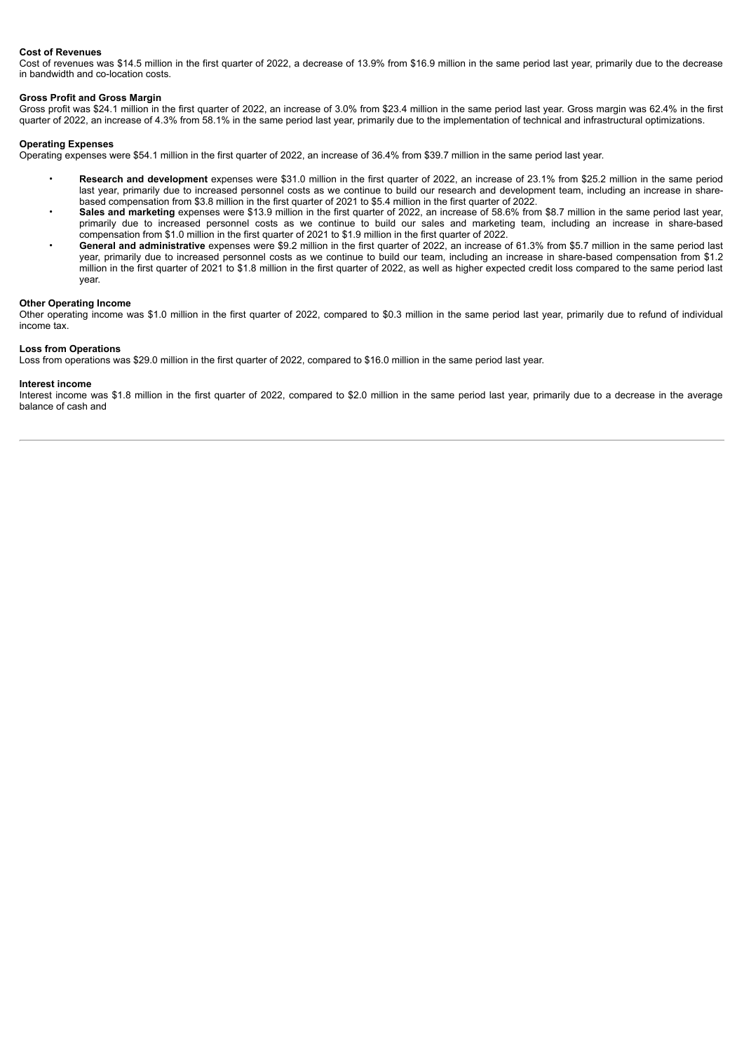**Cost of Revenues**

Cost of revenues was $14.5 million in the first quarter of 2022, a decrease of 13.9% from $16.9 million in the same period last year, primarily due to the decrease in bandwidth and co-location costs.

**Gross Profit and Gross Margin**

Gross profit was $24.1 million in the first quarter of 2022, an increase of 3.0% from $23.4 million in the same period last year. Gross margin was 62.4% in the first quarter of 2022, an increase of 4.3% from 58.1% in the same period last year, primarily due to the implementation of technical and infrastructural optimizations.

**Operating Expenses**

Operating expenses were $54.1 million in the first quarter of 2022, an increase of 36.4% from $39.7 million in the same period last year.

- **Research and development** expenses were $31.0 million in the first quarter of 2022, an increase of 23.1% from $25.2 million in the same period last year, primarily due to increased personnel costs as we continue to build our research and development team, including an increase in share-based compensation from $3.8 million in the first quarter of 2021 to $5.4 million in the first quarter of 2022.
- **Sales and marketing** expenses were $13.9 million in the first quarter of 2022, an increase of 58.6% from $8.7 million in the same period last year, primarily due to increased personnel costs as we continue to build our sales and marketing team, including an increase in share-based compensation from $1.0 million in the first quarter of 2021 to $1.9 million in the first quarter of 2022.
- **General and administrative** expenses were $9.2 million in the first quarter of 2022, an increase of 61.3% from $5.7 million in the same period last year, primarily due to increased personnel costs as we continue to build our team, including an increase in share-based compensation from $1.2 million in the first quarter of 2021 to $1.8 million in the first quarter of 2022, as well as higher expected credit loss compared to the same period last year.

**Other Operating Income**

Other operating income was $1.0 million in the first quarter of 2022, compared to $0.3 million in the same period last year, primarily due to refund of individual income tax.

**Loss from Operations**

Loss from operations was $29.0 million in the first quarter of 2022, compared to $16.0 million in the same period last year.

**Interest income**

Interest income was $1.8 million in the first quarter of 2022, compared to $2.0 million in the same period last year, primarily due to a decrease in the average balance of cash and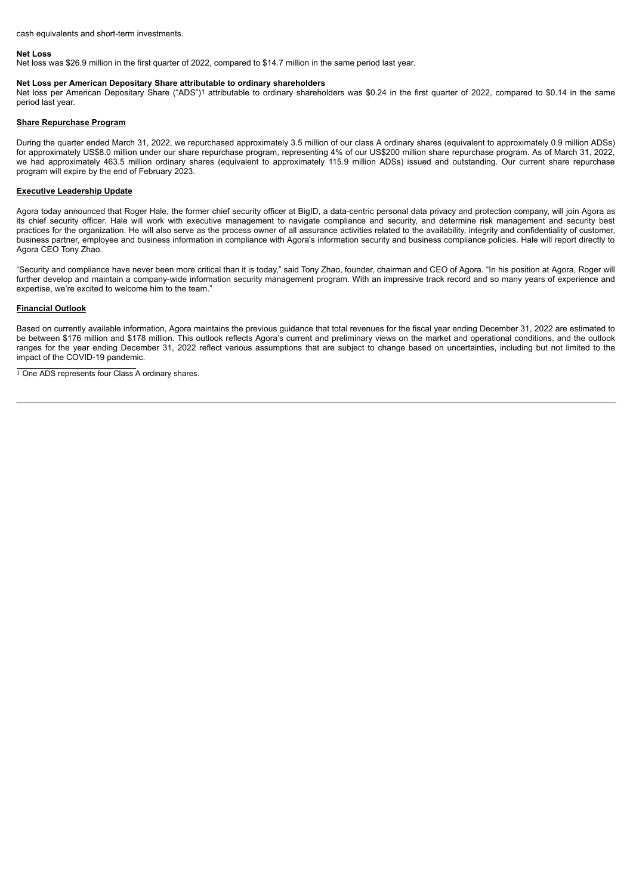cash equivalents and short-term investments.

**Net Loss**

Net loss was $26.9 million in the first quarter of 2022, compared to $14.7 million in the same period last year.

**Net Loss per American Depositary Share attributable to ordinary shareholders**

Net loss per American Depositary Share ("ADS")[1] attributable to ordinary shareholders was $0.24 in the first quarter of 2022, compared to $0.14 in the same period last year.

**Share Repurchase Program**

During the quarter ended March 31, 2022, we repurchased approximately 3.5 million of our class A ordinary shares (equivalent to approximately 0.9 million ADSs) for approximately US$8.0 million under our share repurchase program, representing 4% of our US$200 million share repurchase program. As of March 31, 2022, we had approximately 463.5 million ordinary shares (equivalent to approximately 115.9 million ADSs) issued and outstanding. Our current share repurchase program will expire by the end of February 2023.

**Executive Leadership Update**

Agora today announced that Roger Hale, the former chief security officer at BigID, a data-centric personal data privacy and protection company, will join Agora as its chief security officer. Hale will work with executive management to navigate compliance and security, and determine risk management and security best practices for the organization. He will also serve as the process owner of all assurance activities related to the availability, integrity and confidentiality of customer, business partner, employee and business information in compliance with Agora's information security and business compliance policies. Hale will report directly to Agora CEO Tony Zhao.

"Security and compliance have never been more critical than it is today," said Tony Zhao, founder, chairman and CEO of Agora. "In his position at Agora, Roger will further develop and maintain a company-wide information security management program. With an impressive track record and so many years of experience and expertise, we're excited to welcome him to the team."

**Financial Outlook**

Based on currently available information, Agora maintains the previous guidance that total revenues for the fiscal year ending December 31, 2022 are estimated to be between $176 million and $178 million. This outlook reflects Agora's current and preliminary views on the market and operational conditions, and the outlook ranges for the year ending December 31, 2022 reflect various assumptions that are subject to change based on uncertainties, including but not limited to the impact of the COVID-19 pandemic.

[1] One ADS represents four Class A ordinary shares.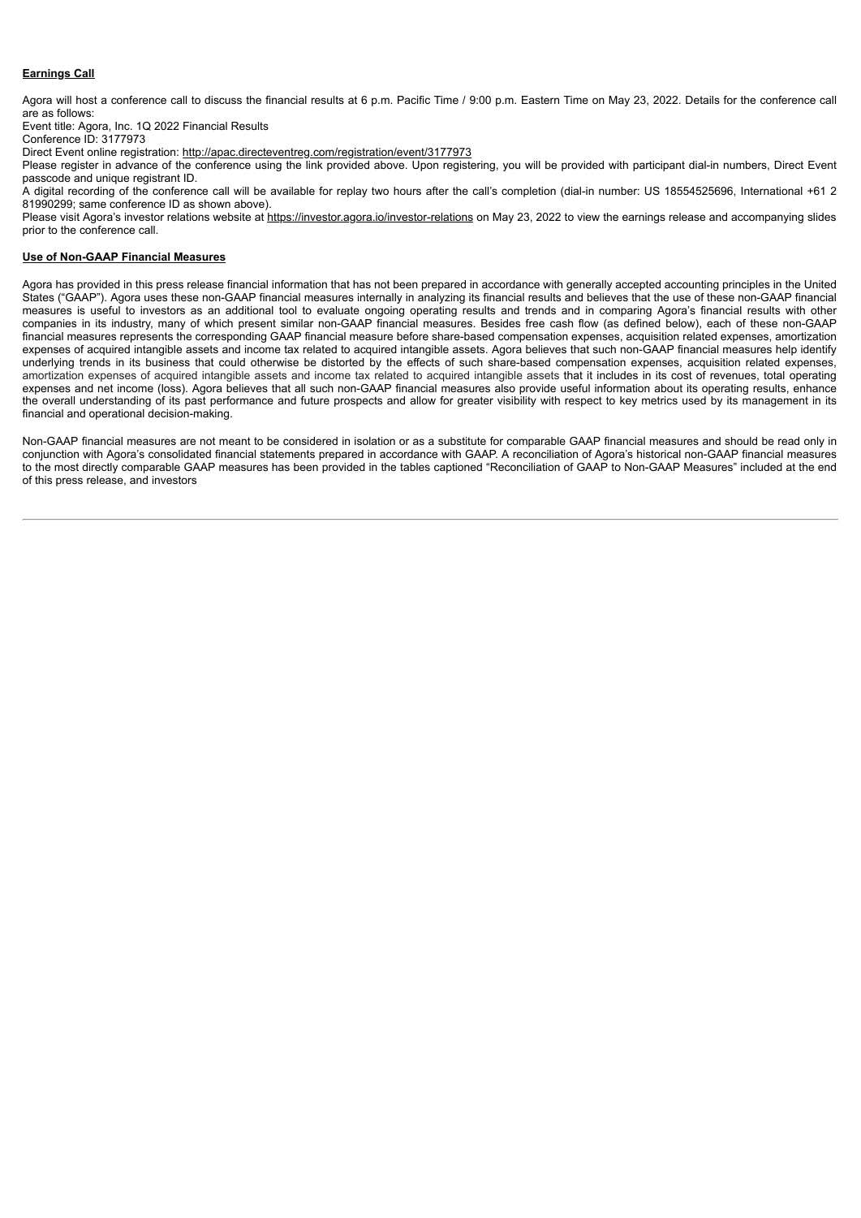**Earnings Call**

Agora will host a conference call to discuss the financial results at 6 p.m. Pacific Time / 9:00 p.m. Eastern Time on May 23, 2022. Details for the conference call are as follows:

Event title: Agora, Inc. 1Q 2022 Financial Results

Conference ID: 3177973

Direct Event online registration: http://apac.directeventreg.com/registration/event/3177973

Please register in advance of the conference using the link provided above. Upon registering, you will be provided with participant dial-in numbers, Direct Event passcode and unique registrant ID.

A digital recording of the conference call will be available for replay two hours after the call's completion (dial-in number: US 18554525696, International +61 2 81990299; same conference ID as shown above).

Please visit Agora's investor relations website at https://investor.agora.io/investor-relations on May 23, 2022 to view the earnings release and accompanying slides prior to the conference call.

**Use of Non-GAAP Financial Measures**

Agora has provided in this press release financial information that has not been prepared in accordance with generally accepted accounting principles in the United States ("GAAP"). Agora uses these non-GAAP financial measures internally in analyzing its financial results and believes that the use of these non-GAAP financial measures is useful to investors as an additional tool to evaluate ongoing operating results and trends and in comparing Agora's financial results with other companies in its industry, many of which present similar non-GAAP financial measures. Besides free cash flow (as defined below), each of these non-GAAP financial measures represents the corresponding GAAP financial measure before share-based compensation expenses, acquisition related expenses, amortization expenses of acquired intangible assets and income tax related to acquired intangible assets. Agora believes that such non-GAAP financial measures help identify underlying trends in its business that could otherwise be distorted by the effects of such share-based compensation expenses, acquisition related expenses, amortization expenses of acquired intangible assets and income tax related to acquired intangible assets that it includes in its cost of revenues, total operating expenses and net income (loss). Agora believes that all such non-GAAP financial measures also provide useful information about its operating results, enhance the overall understanding of its past performance and future prospects and allow for greater visibility with respect to key metrics used by its management in its financial and operational decision-making.

Non-GAAP financial measures are not meant to be considered in isolation or as a substitute for comparable GAAP financial measures and should be read only in conjunction with Agora's consolidated financial statements prepared in accordance with GAAP. A reconciliation of Agora's historical non-GAAP financial measures to the most directly comparable GAAP measures has been provided in the tables captioned "Reconciliation of GAAP to Non-GAAP Measures" included at the end of this press release, and investors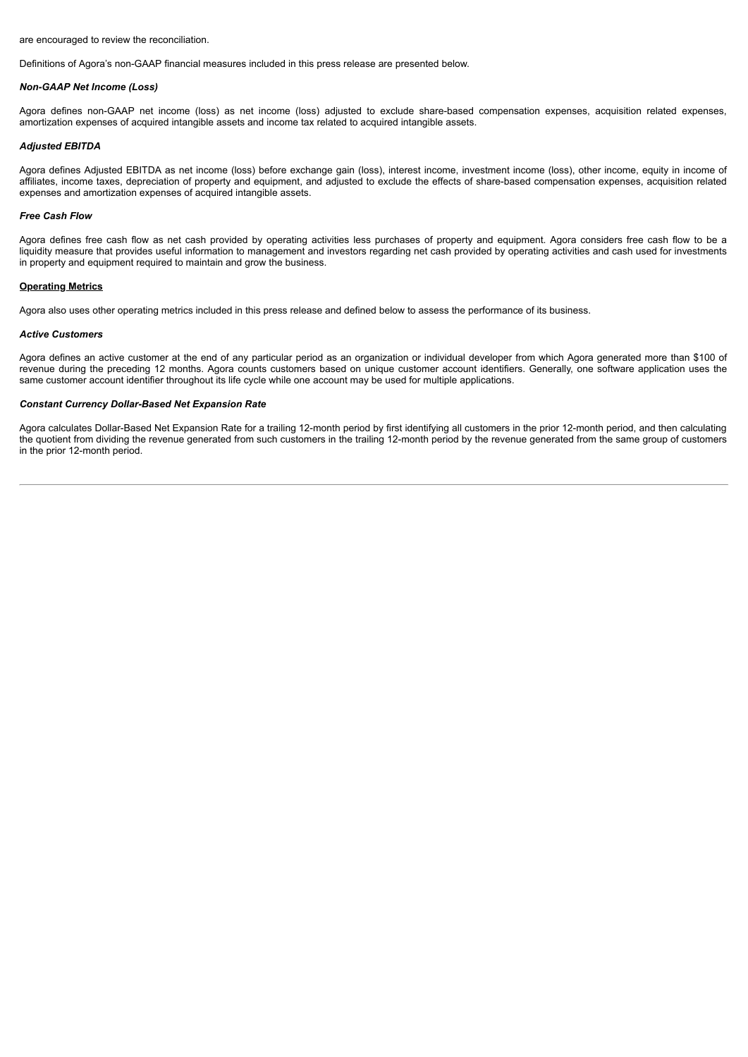are encouraged to review the reconciliation.

Definitions of Agora's non-GAAP financial measures included in this press release are presented below.

***Non-GAAP Net Income (Loss)***

Agora defines non-GAAP net income (loss) as net income (loss) adjusted to exclude share-based compensation expenses, acquisition related expenses, amortization expenses of acquired intangible assets and income tax related to acquired intangible assets.

***Adjusted EBITDA***

Agora defines Adjusted EBITDA as net income (loss) before exchange gain (loss), interest income, investment income (loss), other income, equity in income of affiliates, income taxes, depreciation of property and equipment, and adjusted to exclude the effects of share-based compensation expenses, acquisition related expenses and amortization expenses of acquired intangible assets.

***Free Cash Flow***

Agora defines free cash flow as net cash provided by operating activities less purchases of property and equipment. Agora considers free cash flow to be a liquidity measure that provides useful information to management and investors regarding net cash provided by operating activities and cash used for investments in property and equipment required to maintain and grow the business.

**Operating Metrics**

Agora also uses other operating metrics included in this press release and defined below to assess the performance of its business.

***Active Customers***

Agora defines an active customer at the end of any particular period as an organization or individual developer from which Agora generated more than $100 of revenue during the preceding 12 months. Agora counts customers based on unique customer account identifiers. Generally, one software application uses the same customer account identifier throughout its life cycle while one account may be used for multiple applications.

***Constant Currency Dollar-Based Net Expansion Rate***

Agora calculates Dollar-Based Net Expansion Rate for a trailing 12-month period by first identifying all customers in the prior 12-month period, and then calculating the quotient from dividing the revenue generated from such customers in the trailing 12-month period by the revenue generated from the same group of customers in the prior 12-month period.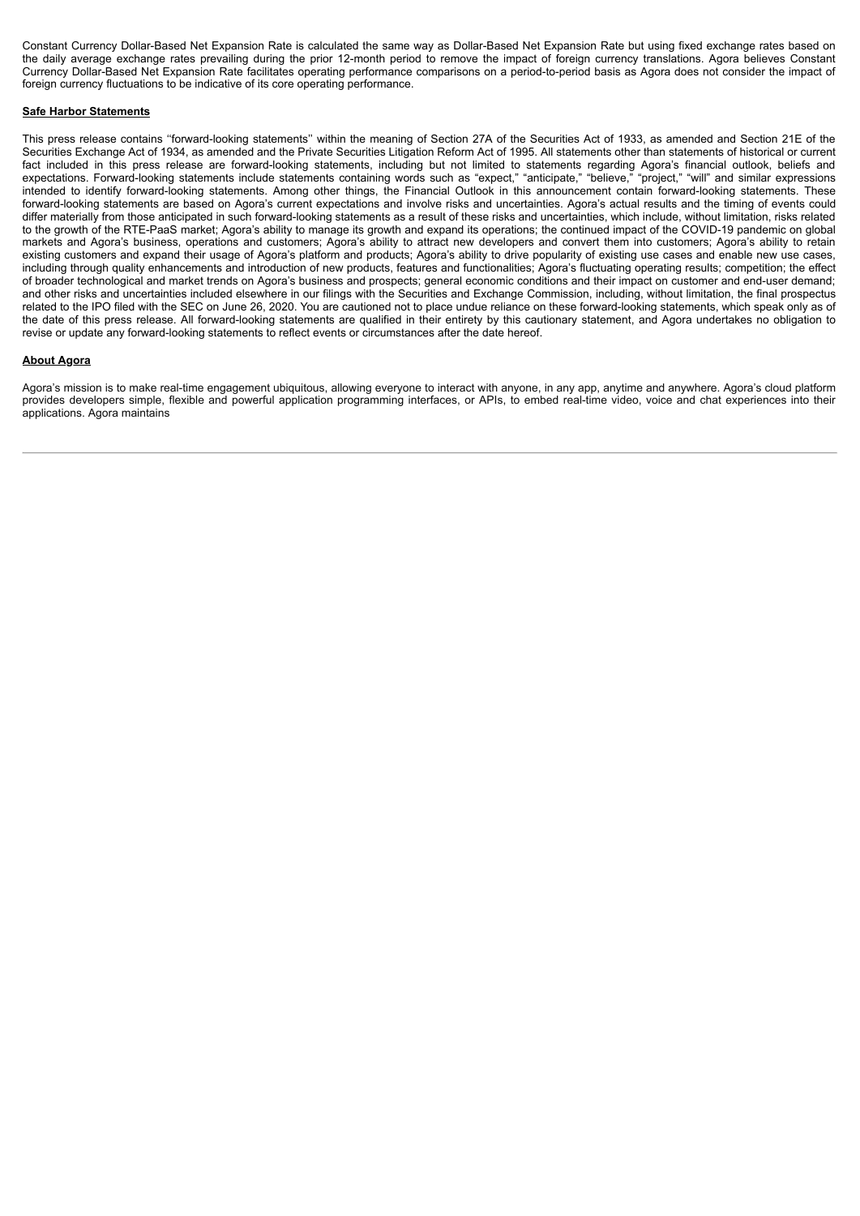Constant Currency Dollar-Based Net Expansion Rate is calculated the same way as Dollar-Based Net Expansion Rate but using fixed exchange rates based on the daily average exchange rates prevailing during the prior 12-month period to remove the impact of foreign currency translations. Agora believes Constant Currency Dollar-Based Net Expansion Rate facilitates operating performance comparisons on a period-to-period basis as Agora does not consider the impact of foreign currency fluctuations to be indicative of its core operating performance.

**Safe Harbor Statements**

This press release contains ''forward-looking statements'' within the meaning of Section 27A of the Securities Act of 1933, as amended and Section 21E of the Securities Exchange Act of 1934, as amended and the Private Securities Litigation Reform Act of 1995. All statements other than statements of historical or current fact included in this press release are forward-looking statements, including but not limited to statements regarding Agora's financial outlook, beliefs and expectations. Forward-looking statements include statements containing words such as "expect," "anticipate," "believe," "project," "will" and similar expressions intended to identify forward-looking statements. Among other things, the Financial Outlook in this announcement contain forward-looking statements. These forward-looking statements are based on Agora's current expectations and involve risks and uncertainties. Agora's actual results and the timing of events could differ materially from those anticipated in such forward-looking statements as a result of these risks and uncertainties, which include, without limitation, risks related to the growth of the RTE-PaaS market; Agora's ability to manage its growth and expand its operations; the continued impact of the COVID-19 pandemic on global markets and Agora's business, operations and customers; Agora's ability to attract new developers and convert them into customers; Agora's ability to retain existing customers and expand their usage of Agora's platform and products; Agora's ability to drive popularity of existing use cases and enable new use cases, including through quality enhancements and introduction of new products, features and functionalities; Agora's fluctuating operating results; competition; the effect of broader technological and market trends on Agora's business and prospects; general economic conditions and their impact on customer and end-user demand; and other risks and uncertainties included elsewhere in our filings with the Securities and Exchange Commission, including, without limitation, the final prospectus related to the IPO filed with the SEC on June 26, 2020. You are cautioned not to place undue reliance on these forward-looking statements, which speak only as of the date of this press release. All forward-looking statements are qualified in their entirety by this cautionary statement, and Agora undertakes no obligation to revise or update any forward-looking statements to reflect events or circumstances after the date hereof.

**About Agora**

Agora's mission is to make real-time engagement ubiquitous, allowing everyone to interact with anyone, in any app, anytime and anywhere. Agora's cloud platform provides developers simple, flexible and powerful application programming interfaces, or APIs, to embed real-time video, voice and chat experiences into their applications. Agora maintains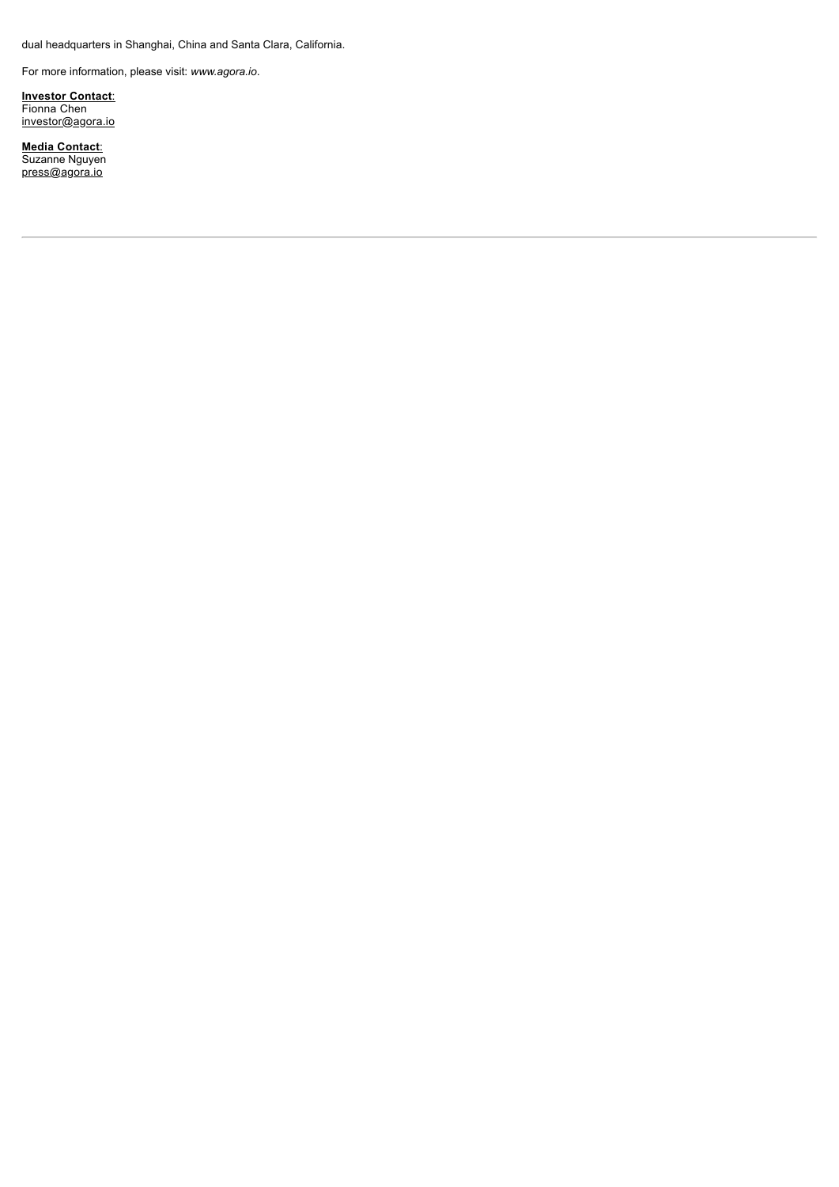dual headquarters in Shanghai, China and Santa Clara, California.

For more information, please visit: *www.agora.io*.

**Investor Contact**:
Fionna Chen
investor@agora.io

**Media Contact**:
Suzanne Nguyen
press@agora.io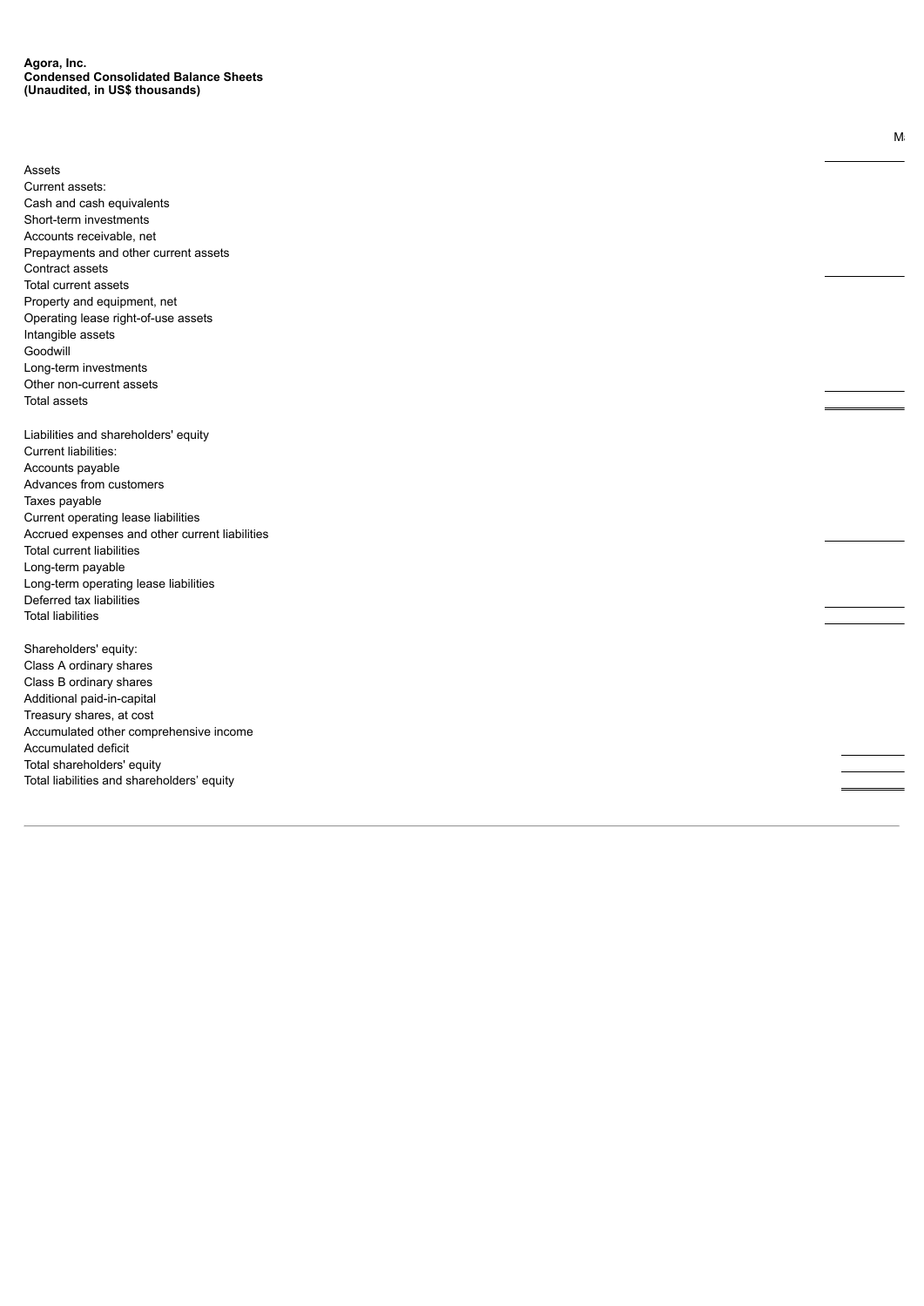**Agora, Inc.**
**Condensed Consolidated Balance Sheets**
**(Unaudited, in US$ thousands)**

| | M |
|---|---|
| Assets | |
| Current assets: | |
| Cash and cash equivalents | |
| Short-term investments | |
| Accounts receivable, net | |
| Prepayments and other current assets | |
| Contract assets | |
| Total current assets | |
| Property and equipment, net | |
| Operating lease right-of-use assets | |
| Intangible assets | |
| Goodwill | |
| Long-term investments | |
| Other non-current assets | |
| Total assets | |
| | |
| Liabilities and shareholders' equity | |
| Current liabilities: | |
| Accounts payable | |
| Advances from customers | |
| Taxes payable | |
| Current operating lease liabilities | |
| Accrued expenses and other current liabilities | |
| Total current liabilities | |
| Long-term payable | |
| Long-term operating lease liabilities | |
| Deferred tax liabilities | |
| Total liabilities | |
| | |
| Shareholders' equity: | |
| Class A ordinary shares | |
| Class B ordinary shares | |
| Additional paid-in-capital | |
| Treasury shares, at cost | |
| Accumulated other comprehensive income | |
| Accumulated deficit | |
| Total shareholders' equity | |
| Total liabilities and shareholders' equity | |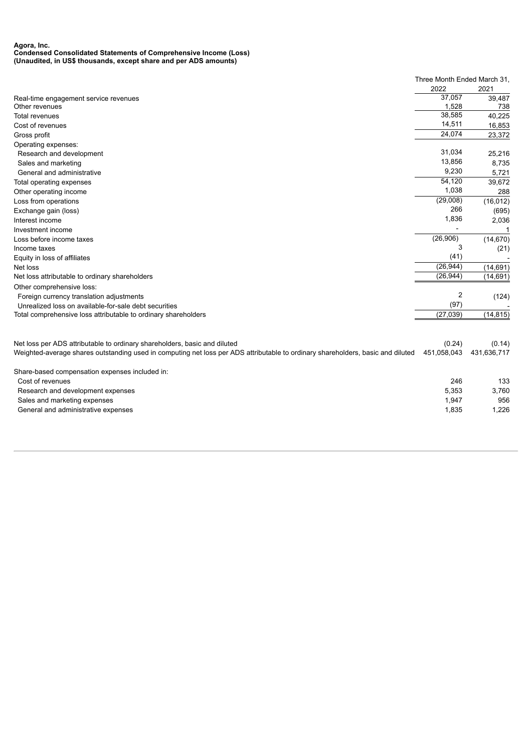**Agora, Inc.**
**Condensed Consolidated Statements of Comprehensive Income (Loss)**
**(Unaudited, in US$ thousands, except share and per ADS amounts)**

| | Three Month Ended March 31, | |
|---|---|---|
| | 2022 | 2021 |
| Real-time engagement service revenues | 37,057 | 39,487 |
| Other revenues | 1,528 | 738 |
| Total revenues | 38,585 | 40,225 |
| Cost of revenues | 14,511 | 16,853 |
| Gross profit | 24,074 | 23,372 |
| Operating expenses: | | |
| Research and development | 31,034 | 25,216 |
| Sales and marketing | 13,856 | 8,735 |
| General and administrative | 9,230 | 5,721 |
| Total operating expenses | 54,120 | 39,672 |
| Other operating income | 1,038 | 288 |
| Loss from operations | (29,008) | (16,012) |
| Exchange gain (loss) | 266 | (695) |
| Interest income | 1,836 | 2,036 |
| Investment income | - | 1 |
| Loss before income taxes | (26,906) | (14,670) |
| Income taxes | 3 | (21) |
| Equity in loss of affiliates | (41) | - |
| Net loss | (26,944) | (14,691) |
| Net loss attributable to ordinary shareholders | (26,944) | (14,691) |
| Other comprehensive loss: | | |
| Foreign currency translation adjustments | 2 | (124) |
| Unrealized loss on available-for-sale debt securities | (97) | - |
| Total comprehensive loss attributable to ordinary shareholders | (27,039) | (14,815) |
| | | |
| Net loss per ADS attributable to ordinary shareholders, basic and diluted | (0.24) | (0.14) |
| Weighted-average shares outstanding used in computing net loss per ADS attributable to ordinary shareholders, basic and diluted | 451,058,043 | 431,636,717 |
| | | |
| Share-based compensation expenses included in: | | |
| Cost of revenues | 246 | 133 |
| Research and development expenses | 5,353 | 3,760 |
| Sales and marketing expenses | 1,947 | 956 |
| General and administrative expenses | 1,835 | 1,226 |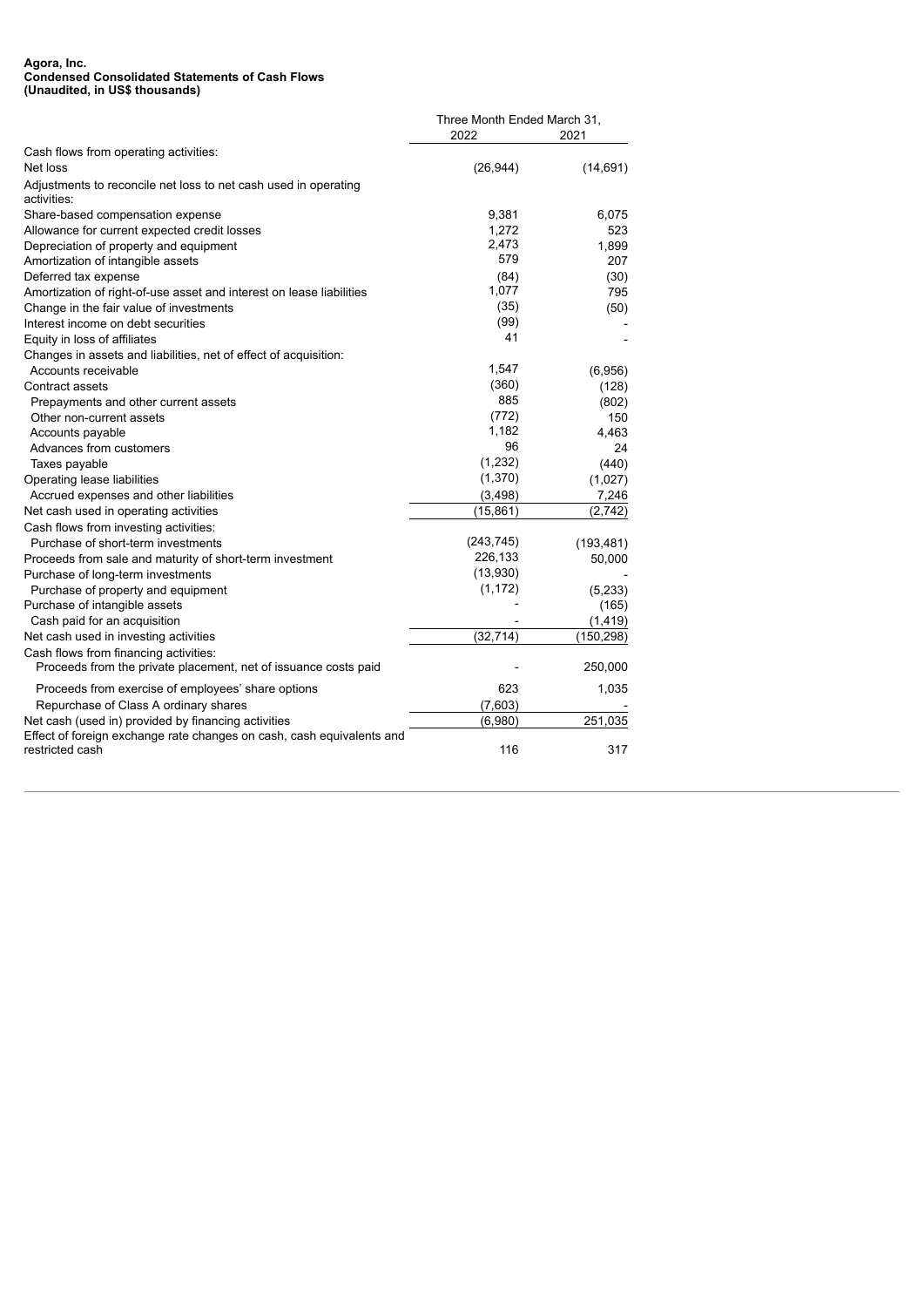**Agora, Inc.**
**Condensed Consolidated Statements of Cash Flows**
**(Unaudited, in US$ thousands)**

| | Three Month Ended March 31, | |
|---|---|---|
| | 2022 | 2021 |
| Cash flows from operating activities: | | |
| Net loss | (26,944) | (14,691) |
| Adjustments to reconcile net loss to net cash used in operating activities: | | |
| Share-based compensation expense | 9,381 | 6,075 |
| Allowance for current expected credit losses | 1,272 | 523 |
| Depreciation of property and equipment | 2,473 | 1,899 |
| Amortization of intangible assets | 579 | 207 |
| Deferred tax expense | (84) | (30) |
| Amortization of right-of-use asset and interest on lease liabilities | 1,077 | 795 |
| Change in the fair value of investments | (35) | (50) |
| Interest income on debt securities | (99) | - |
| Equity in loss of affiliates | 41 | - |
| Changes in assets and liabilities, net of effect of acquisition: | | |
| Accounts receivable | 1,547 | (6,956) |
| Contract assets | (360) | (128) |
| Prepayments and other current assets | 885 | (802) |
| Other non-current assets | (772) | 150 |
| Accounts payable | 1,182 | 4,463 |
| Advances from customers | 96 | 24 |
| Taxes payable | (1,232) | (440) |
| Operating lease liabilities | (1,370) | (1,027) |
| Accrued expenses and other liabilities | (3,498) | 7,246 |
| Net cash used in operating activities | (15,861) | (2,742) |
| Cash flows from investing activities: | | |
| Purchase of short-term investments | (243,745) | (193,481) |
| Proceeds from sale and maturity of short-term investment | 226,133 | 50,000 |
| Purchase of long-term investments | (13,930) | - |
| Purchase of property and equipment | (1,172) | (5,233) |
| Purchase of intangible assets | - | (165) |
| Cash paid for an acquisition | - | (1,419) |
| Net cash used in investing activities | (32,714) | (150,298) |
| Cash flows from financing activities: | | |
| Proceeds from the private placement, net of issuance costs paid | - | 250,000 |
| Proceeds from exercise of employees' share options | 623 | 1,035 |
| Repurchase of Class A ordinary shares | (7,603) | - |
| Net cash (used in) provided by financing activities | (6,980) | 251,035 |
| Effect of foreign exchange rate changes on cash, cash equivalents and restricted cash | 116 | 317 |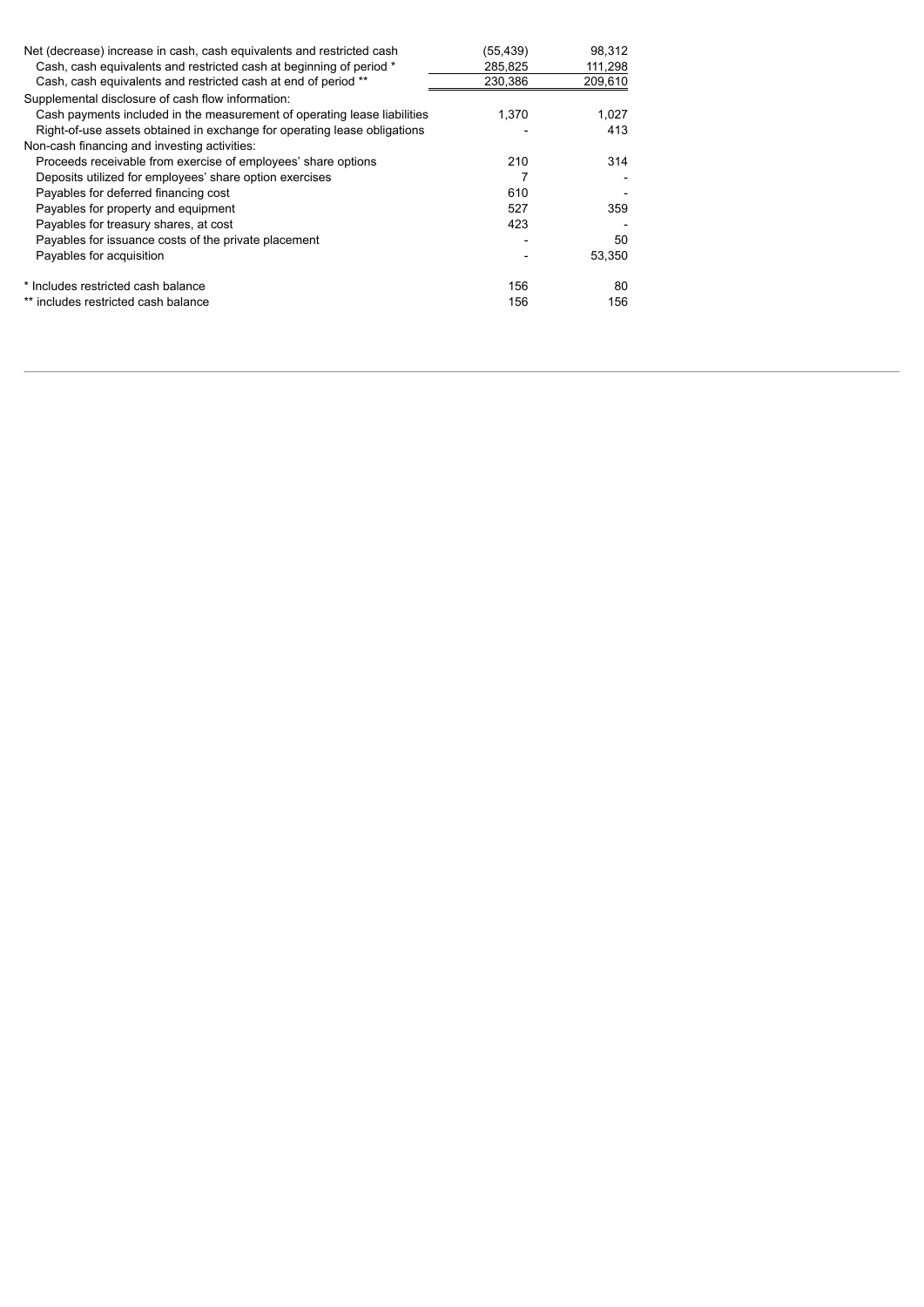| | | |
|---|---|---|
| Net (decrease) increase in cash, cash equivalents and restricted cash | (55,439) | 98,312 |
| Cash, cash equivalents and restricted cash at beginning of period * | 285,825 | 111,298 |
| Cash, cash equivalents and restricted cash at end of period ** | 230,386 | 209,610 |
| Supplemental disclosure of cash flow information: | | |
| Cash payments included in the measurement of operating lease liabilities | 1,370 | 1,027 |
| Right-of-use assets obtained in exchange for operating lease obligations | - | 413 |
| Non-cash financing and investing activities: | | |
| Proceeds receivable from exercise of employees' share options | 210 | 314 |
| Deposits utilized for employees' share option exercises | 7 | - |
| Payables for deferred financing cost | 610 | - |
| Payables for property and equipment | 527 | 359 |
| Payables for treasury shares, at cost | 423 | - |
| Payables for issuance costs of the private placement | - | 50 |
| Payables for acquisition | - | 53,350 |
| | | |
| * Includes restricted cash balance | 156 | 80 |
| ** includes restricted cash balance | 156 | 156 |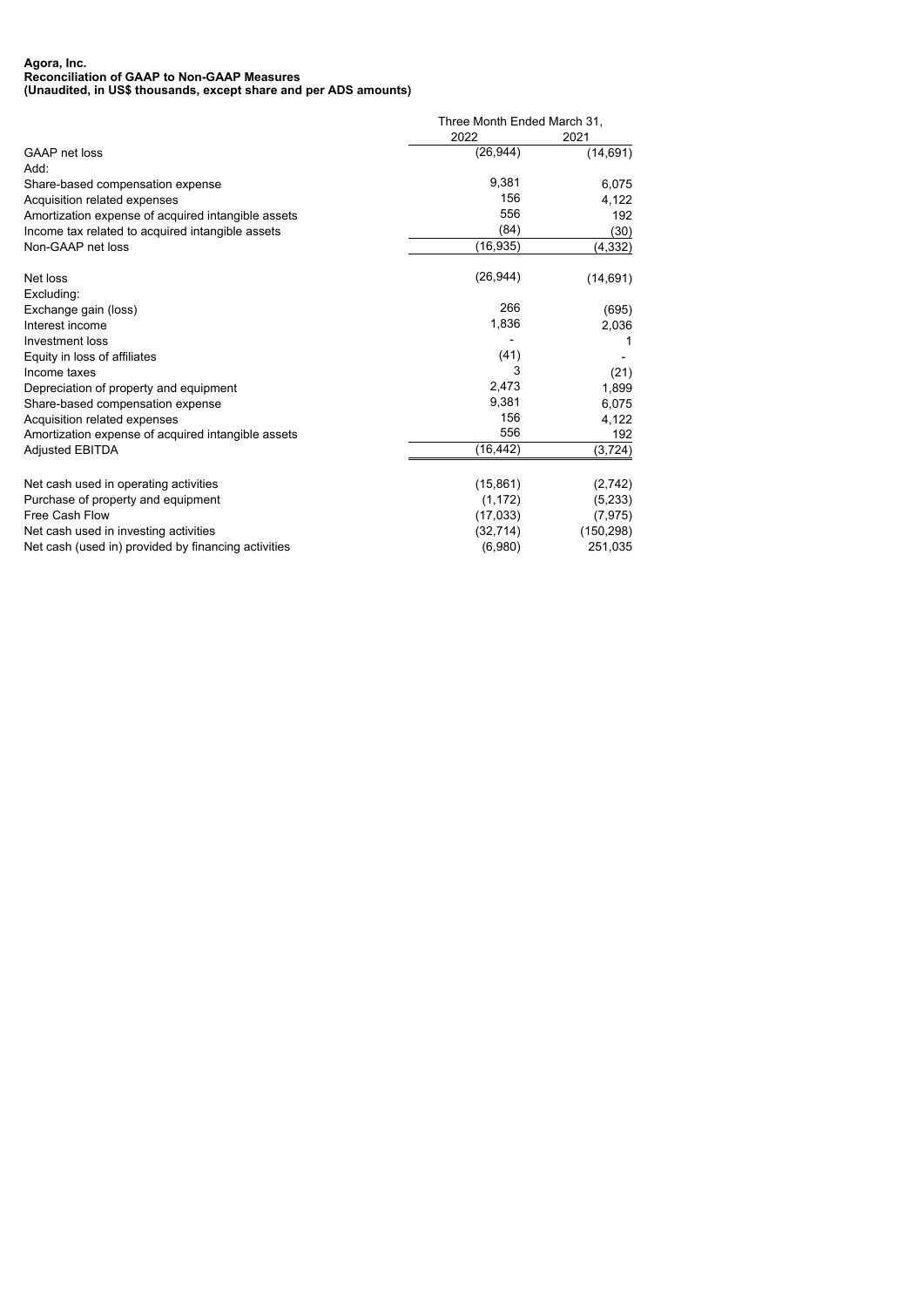**Agora, Inc.**
**Reconciliation of GAAP to Non-GAAP Measures**
**(Unaudited, in US$ thousands, except share and per ADS amounts)**

| | Three Month Ended March 31, | |
|---|---|---|
| | 2022 | 2021 |
| GAAP net loss | (26,944) | (14,691) |
| Add: | | |
| Share-based compensation expense | 9,381 | 6,075 |
| Acquisition related expenses | 156 | 4,122 |
| Amortization expense of acquired intangible assets | 556 | 192 |
| Income tax related to acquired intangible assets | (84) | (30) |
| Non-GAAP net loss | (16,935) | (4,332) |
| | | |
| Net loss | (26,944) | (14,691) |
| Excluding: | | |
| Exchange gain (loss) | 266 | (695) |
| Interest income | 1,836 | 2,036 |
| Investment loss | - | 1 |
| Equity in loss of affiliates | (41) | - |
| Income taxes | 3 | (21) |
| Depreciation of property and equipment | 2,473 | 1,899 |
| Share-based compensation expense | 9,381 | 6,075 |
| Acquisition related expenses | 156 | 4,122 |
| Amortization expense of acquired intangible assets | 556 | 192 |
| Adjusted EBITDA | (16,442) | (3,724) |
| | | |
| Net cash used in operating activities | (15,861) | (2,742) |
| Purchase of property and equipment | (1,172) | (5,233) |
| Free Cash Flow | (17,033) | (7,975) |
| Net cash used in investing activities | (32,714) | (150,298) |
| Net cash (used in) provided by financing activities | (6,980) | 251,035 |